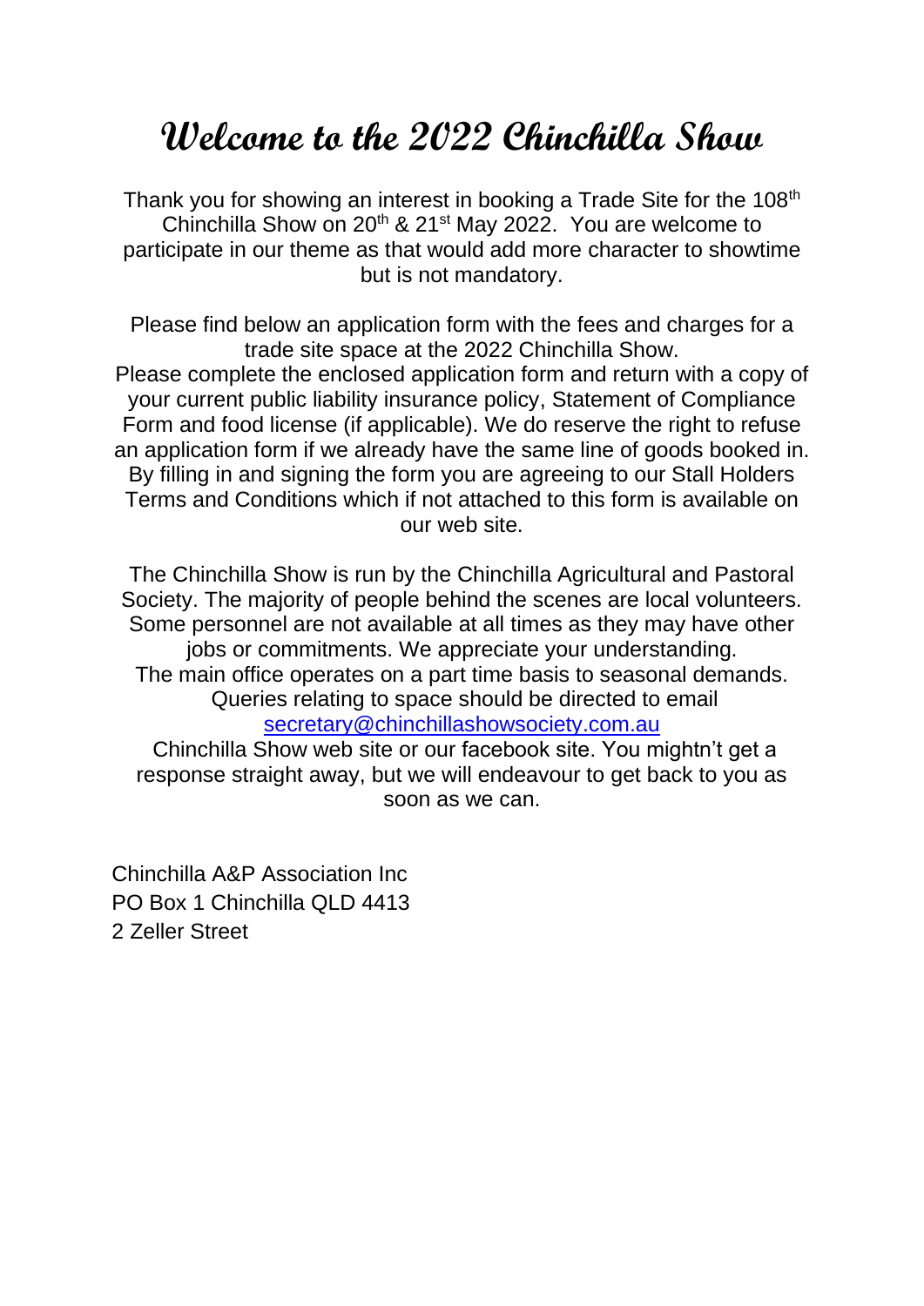# Welcome to the 2022 Chinchilla Show

Thank you for showing an interest in booking a Trade Site for the 108th Chinchilla Show on 20th & 21st May 2022. You are welcome to participate in our theme as that would add more character to showtime but is not mandatory.

Please find below an application form with the fees and charges for a trade site space at the 2022 Chinchilla Show.
Please complete the enclosed application form and return with a copy of your current public liability insurance policy, Statement of Compliance Form and food license (if applicable). We do reserve the right to refuse an application form if we already have the same line of goods booked in. By filling in and signing the form you are agreeing to our Stall Holders Terms and Conditions which if not attached to this form is available on our web site.

The Chinchilla Show is run by the Chinchilla Agricultural and Pastoral Society. The majority of people behind the scenes are local volunteers. Some personnel are not available at all times as they may have other jobs or commitments. We appreciate your understanding.
The main office operates on a part time basis to seasonal demands. Queries relating to space should be directed to email [secretary@chinchillashowsociety.com.au](mailto:secretary@chinchillashowsociety.com.au)
Chinchilla Show web site or our facebook site. You mightn't get a response straight away, but we will endeavour to get back to you as soon as we can.

Chinchilla A&P Association Inc
PO Box 1 Chinchilla QLD 4413
2 Zeller Street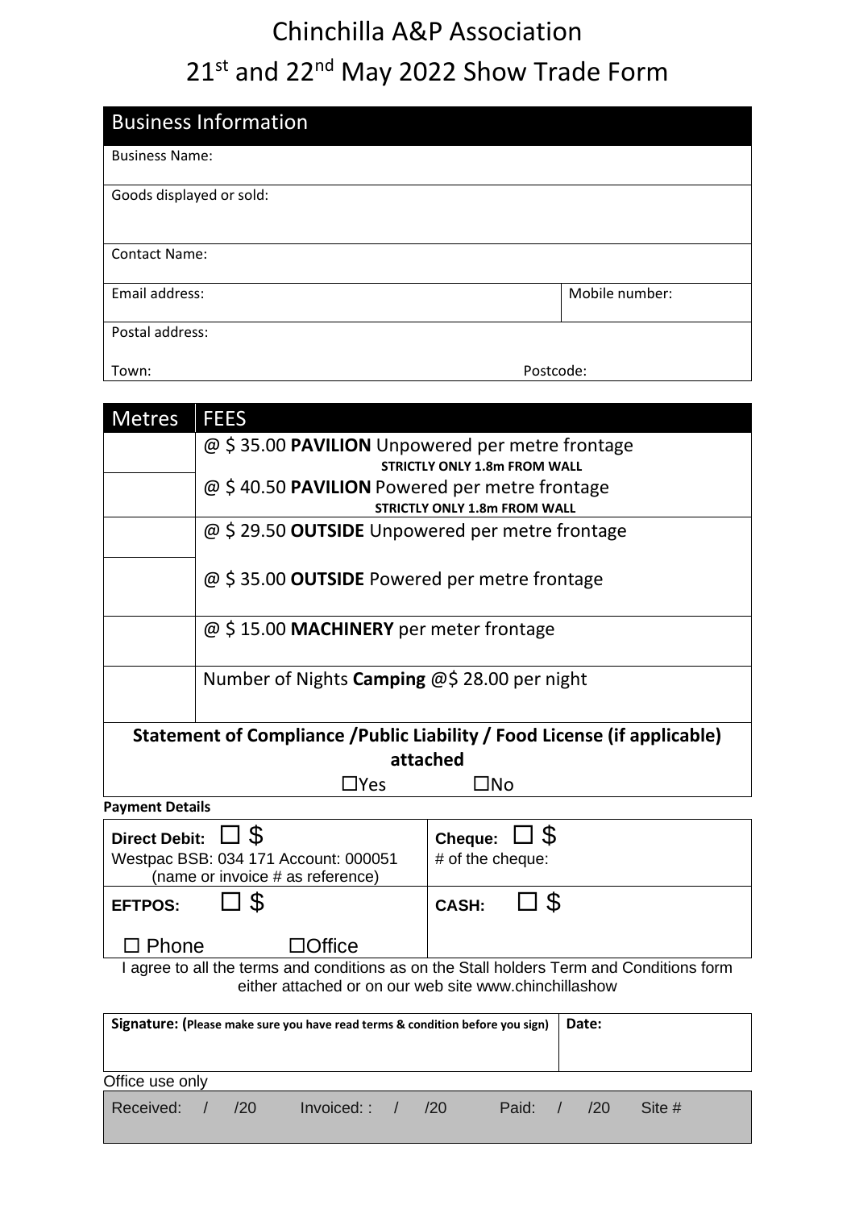# Chinchilla A&P Association

# 21st and 22nd May 2022 Show Trade Form

| Business Information | |
|---|---|
| Business Name: | |
| Goods displayed or sold: | |
| Contact Name: | |
| Email address: | Mobile number: |
| Postal address: | |
| Town: | Postcode: |

| Metres | FEES |
|---|---|
| | @ $ 35.00 **PAVILION** Unpowered per metre frontage **STRICTLY ONLY 1.8m FROM WALL** |
| | @ $ 40.50 **PAVILION** Powered per metre frontage **STRICTLY ONLY 1.8m FROM WALL** |
| | @ $ 29.50 **OUTSIDE** Unpowered per metre frontage |
| | @ $ 35.00 **OUTSIDE** Powered per metre frontage |
| | @ $ 15.00 **MACHINERY** per meter frontage |
| | Number of Nights **Camping** @$ 28.00 per night |

**Statement of Compliance /Public Liability / Food License (if applicable) attached**

☐Yes ☐No

**Payment Details**

| | |
|---|---|
| **Direct Debit:** ☐ $<br>Westpac BSB: 034 171 Account: 000051<br>(name or invoice # as reference) | **Cheque:** ☐ $<br># of the cheque: |
| **EFTPOS:** ☐ $<br>☐ Phone ☐Office | **CASH:** ☐ $ |

I agree to all the terms and conditions as on the Stall holders Term and Conditions form either attached or on our web site www.chinchillashow

| **Signature: (Please make sure you have read terms & condition before you sign)** | **Date:** |
|---|---|
| | |

Office use only

| Received: / /20 | Invoiced: : / /20 | Paid: / /20 | Site # |
|---|---|---|---|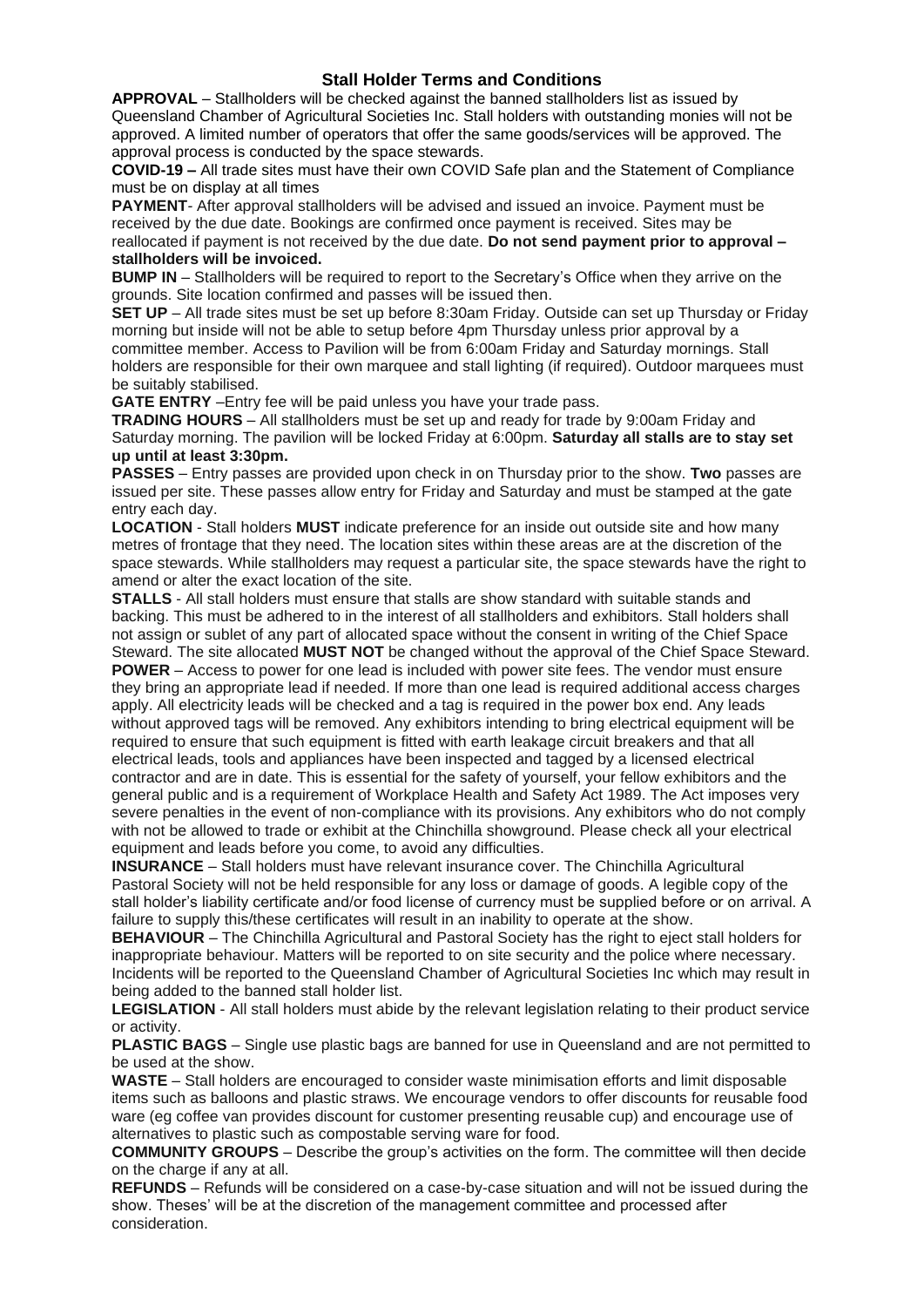# Stall Holder Terms and Conditions

**APPROVAL** – Stallholders will be checked against the banned stallholders list as issued by Queensland Chamber of Agricultural Societies Inc. Stall holders with outstanding monies will not be approved. A limited number of operators that offer the same goods/services will be approved. The approval process is conducted by the space stewards.

**COVID-19 –** All trade sites must have their own COVID Safe plan and the Statement of Compliance must be on display at all times

**PAYMENT**- After approval stallholders will be advised and issued an invoice. Payment must be received by the due date. Bookings are confirmed once payment is received. Sites may be reallocated if payment is not received by the due date. **Do not send payment prior to approval – stallholders will be invoiced.**

**BUMP IN** – Stallholders will be required to report to the Secretary's Office when they arrive on the grounds. Site location confirmed and passes will be issued then.

**SET UP** – All trade sites must be set up before 8:30am Friday. Outside can set up Thursday or Friday morning but inside will not be able to setup before 4pm Thursday unless prior approval by a committee member. Access to Pavilion will be from 6:00am Friday and Saturday mornings. Stall holders are responsible for their own marquee and stall lighting (if required). Outdoor marquees must be suitably stabilised.

**GATE ENTRY** –Entry fee will be paid unless you have your trade pass.

**TRADING HOURS** – All stallholders must be set up and ready for trade by 9:00am Friday and Saturday morning. The pavilion will be locked Friday at 6:00pm. **Saturday all stalls are to stay set up until at least 3:30pm.**

**PASSES** – Entry passes are provided upon check in on Thursday prior to the show. **Two** passes are issued per site. These passes allow entry for Friday and Saturday and must be stamped at the gate entry each day.

**LOCATION** - Stall holders **MUST** indicate preference for an inside out outside site and how many metres of frontage that they need. The location sites within these areas are at the discretion of the space stewards. While stallholders may request a particular site, the space stewards have the right to amend or alter the exact location of the site.

**STALLS** - All stall holders must ensure that stalls are show standard with suitable stands and backing. This must be adhered to in the interest of all stallholders and exhibitors. Stall holders shall not assign or sublet of any part of allocated space without the consent in writing of the Chief Space Steward. The site allocated **MUST NOT** be changed without the approval of the Chief Space Steward.

**POWER** – Access to power for one lead is included with power site fees. The vendor must ensure they bring an appropriate lead if needed. If more than one lead is required additional access charges apply. All electricity leads will be checked and a tag is required in the power box end. Any leads without approved tags will be removed. Any exhibitors intending to bring electrical equipment will be required to ensure that such equipment is fitted with earth leakage circuit breakers and that all electrical leads, tools and appliances have been inspected and tagged by a licensed electrical contractor and are in date. This is essential for the safety of yourself, your fellow exhibitors and the general public and is a requirement of Workplace Health and Safety Act 1989. The Act imposes very severe penalties in the event of non-compliance with its provisions. Any exhibitors who do not comply with not be allowed to trade or exhibit at the Chinchilla showground. Please check all your electrical equipment and leads before you come, to avoid any difficulties.

**INSURANCE** – Stall holders must have relevant insurance cover. The Chinchilla Agricultural Pastoral Society will not be held responsible for any loss or damage of goods. A legible copy of the stall holder's liability certificate and/or food license of currency must be supplied before or on arrival. A failure to supply this/these certificates will result in an inability to operate at the show.

**BEHAVIOUR** – The Chinchilla Agricultural and Pastoral Society has the right to eject stall holders for inappropriate behaviour. Matters will be reported to on site security and the police where necessary. Incidents will be reported to the Queensland Chamber of Agricultural Societies Inc which may result in being added to the banned stall holder list.

**LEGISLATION** - All stall holders must abide by the relevant legislation relating to their product service or activity.

**PLASTIC BAGS** – Single use plastic bags are banned for use in Queensland and are not permitted to be used at the show.

**WASTE** – Stall holders are encouraged to consider waste minimisation efforts and limit disposable items such as balloons and plastic straws. We encourage vendors to offer discounts for reusable food ware (eg coffee van provides discount for customer presenting reusable cup) and encourage use of alternatives to plastic such as compostable serving ware for food.

**COMMUNITY GROUPS** – Describe the group's activities on the form. The committee will then decide on the charge if any at all.

**REFUNDS** – Refunds will be considered on a case-by-case situation and will not be issued during the show. Theses' will be at the discretion of the management committee and processed after consideration.